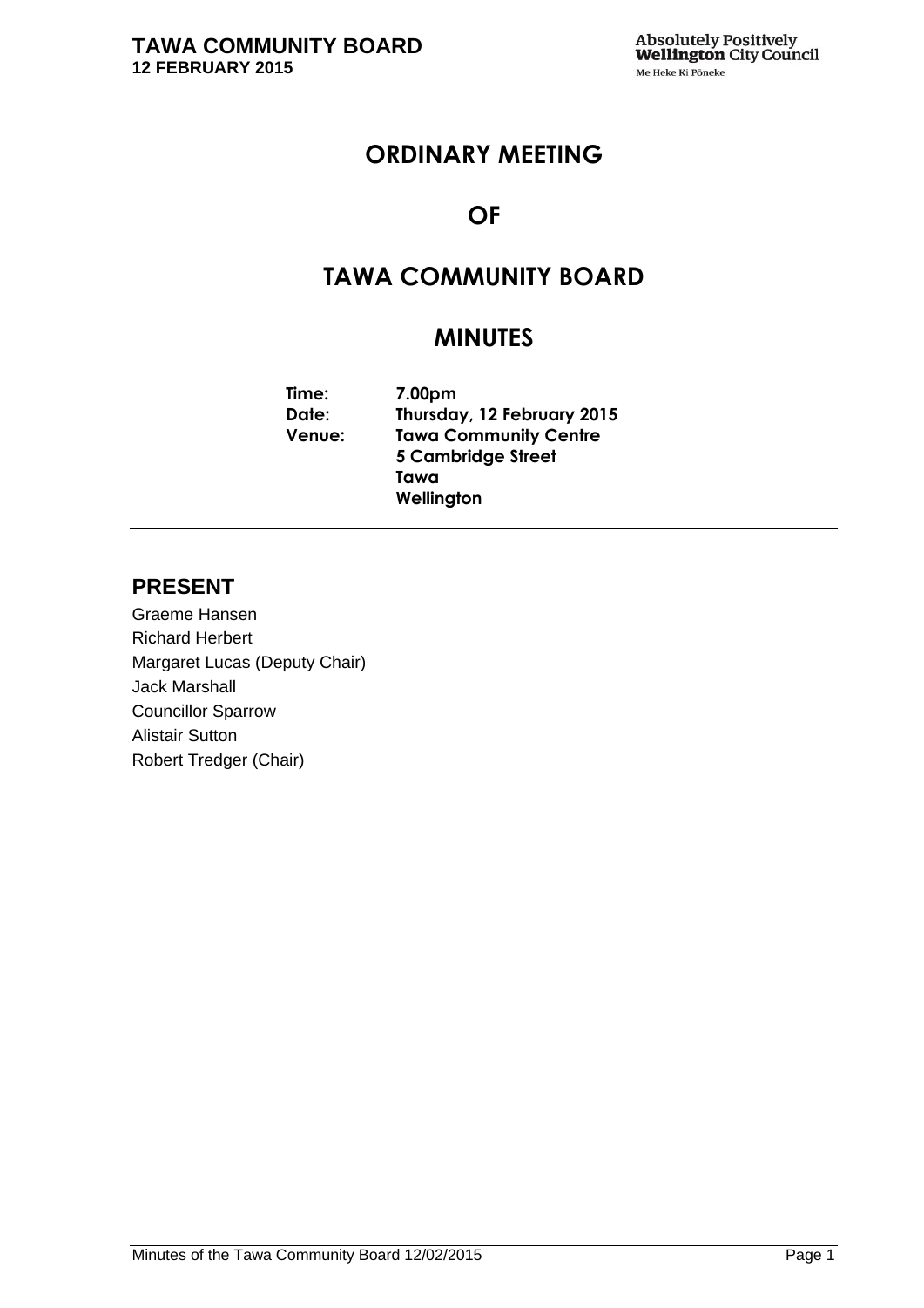# ORDINARY MEETING

# OF

# TAWA COMMUNITY BOARD

# MINUTES

**Time:** 7.00pm
**Date:** Thursday, 12 February 2015
**Venue:** Tawa Community Centre
5 Cambridge Street
Tawa
Wellington

## PRESENT

Graeme Hansen
Richard Herbert
Margaret Lucas (Deputy Chair)
Jack Marshall
Councillor Sparrow
Alistair Sutton
Robert Tredger (Chair)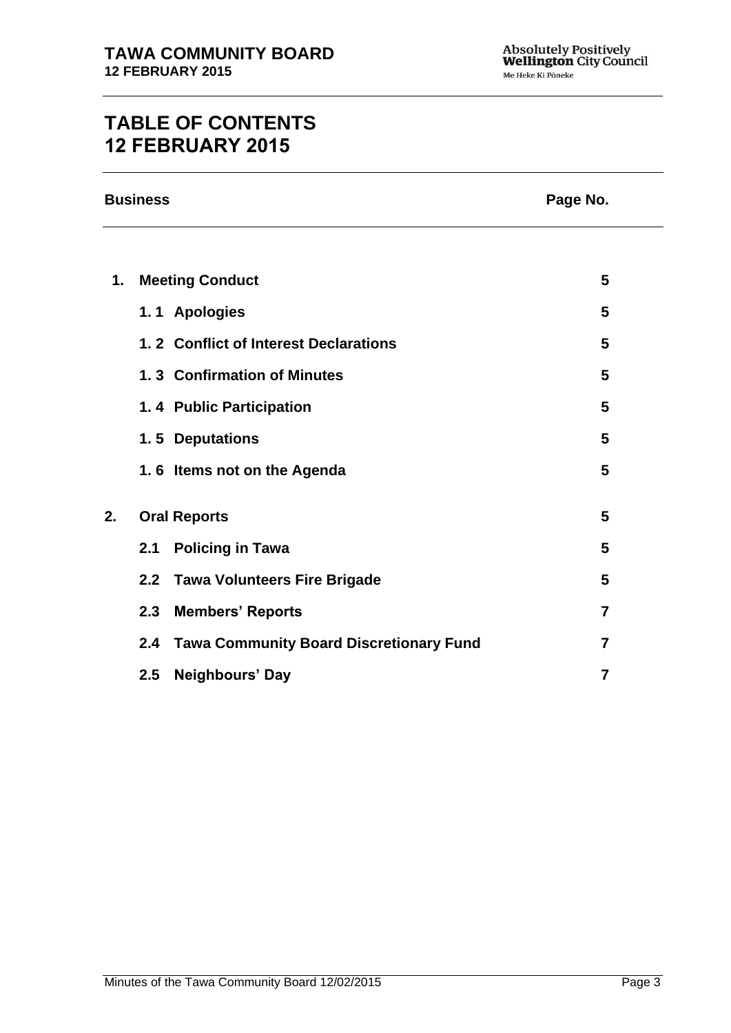# TABLE OF CONTENTS
# 12 FEBRUARY 2015

| Business | | Page No. |
|---|---|---|
| **1.** | **Meeting Conduct** | **5** |
| | **1. 1 Apologies** | **5** |
| | **1. 2 Conflict of Interest Declarations** | **5** |
| | **1. 3 Confirmation of Minutes** | **5** |
| | **1. 4 Public Participation** | **5** |
| | **1. 5 Deputations** | **5** |
| | **1. 6 Items not on the Agenda** | **5** |
| **2.** | **Oral Reports** | **5** |
| | **2.1 Policing in Tawa** | **5** |
| | **2.2 Tawa Volunteers Fire Brigade** | **5** |
| | **2.3 Members' Reports** | **7** |
| | **2.4 Tawa Community Board Discretionary Fund** | **7** |
| | **2.5 Neighbours' Day** | **7** |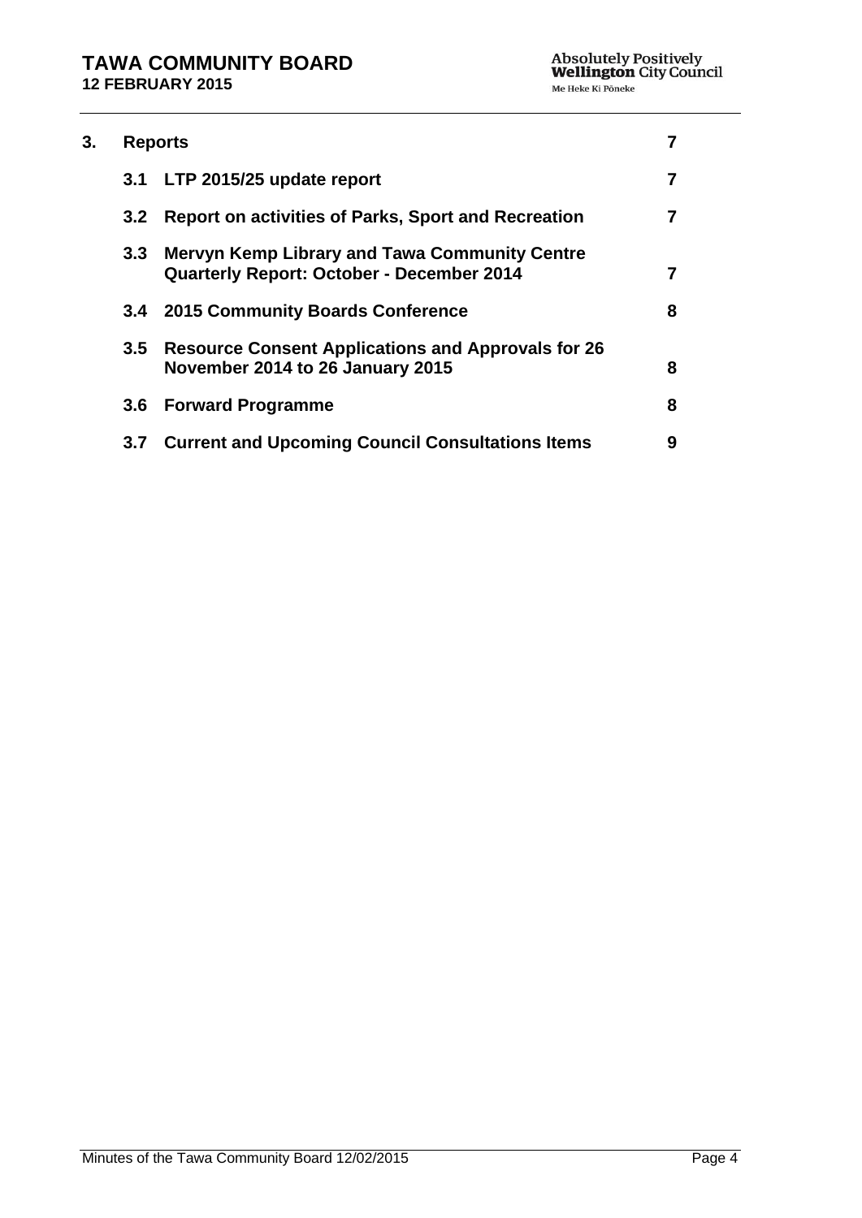| | | |
|---|---|---|
| **3.** | **Reports** | **7** |
| | **3.1 LTP 2015/25 update report** | **7** |
| | **3.2 Report on activities of Parks, Sport and Recreation** | **7** |
| | **3.3 Mervyn Kemp Library and Tawa Community Centre Quarterly Report: October - December 2014** | **7** |
| | **3.4 2015 Community Boards Conference** | **8** |
| | **3.5 Resource Consent Applications and Approvals for 26 November 2014 to 26 January 2015** | **8** |
| | **3.6 Forward Programme** | **8** |
| | **3.7 Current and Upcoming Council Consultations Items** | **9** |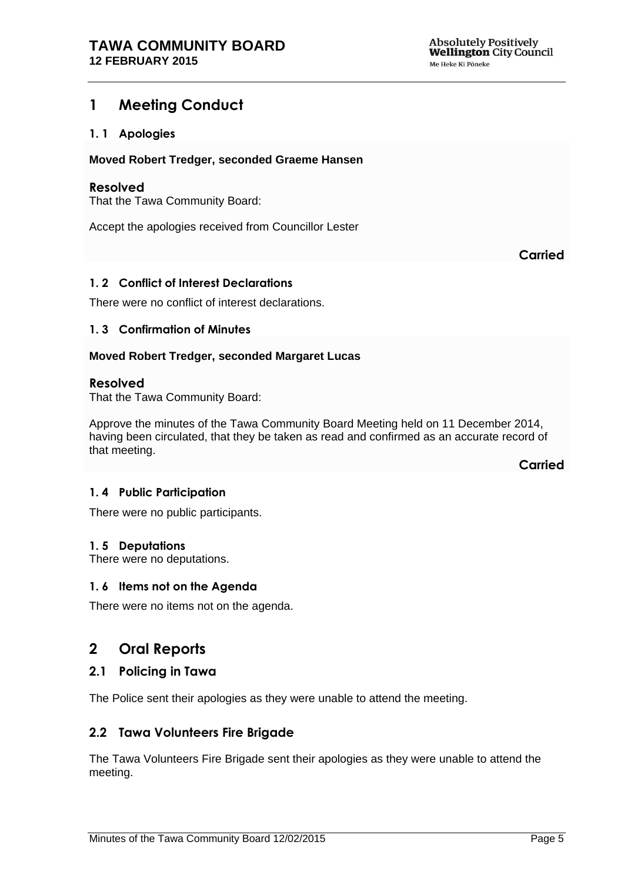# 1 Meeting Conduct

## 1. 1 Apologies

**Moved Robert Tredger, seconded Graeme Hansen**

### Resolved

That the Tawa Community Board:

Accept the apologies received from Councillor Lester

**Carried**

## 1. 2 Conflict of Interest Declarations

There were no conflict of interest declarations.

## 1. 3 Confirmation of Minutes

**Moved Robert Tredger, seconded Margaret Lucas**

### Resolved

That the Tawa Community Board:

Approve the minutes of the Tawa Community Board Meeting held on 11 December 2014, having been circulated, that they be taken as read and confirmed as an accurate record of that meeting.

**Carried**

## 1. 4 Public Participation

There were no public participants.

## 1. 5 Deputations

There were no deputations.

## 1. 6 Items not on the Agenda

There were no items not on the agenda.

# 2 Oral Reports

## 2.1 Policing in Tawa

The Police sent their apologies as they were unable to attend the meeting.

## 2.2 Tawa Volunteers Fire Brigade

The Tawa Volunteers Fire Brigade sent their apologies as they were unable to attend the meeting.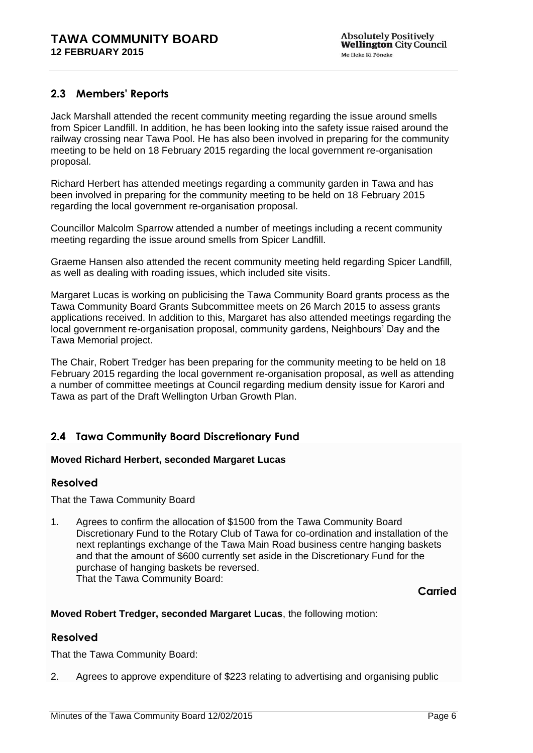## 2.3 Members' Reports

Jack Marshall attended the recent community meeting regarding the issue around smells from Spicer Landfill. In addition, he has been looking into the safety issue raised around the railway crossing near Tawa Pool. He has also been involved in preparing for the community meeting to be held on 18 February 2015 regarding the local government re-organisation proposal.

Richard Herbert has attended meetings regarding a community garden in Tawa and has been involved in preparing for the community meeting to be held on 18 February 2015 regarding the local government re-organisation proposal.

Councillor Malcolm Sparrow attended a number of meetings including a recent community meeting regarding the issue around smells from Spicer Landfill.

Graeme Hansen also attended the recent community meeting held regarding Spicer Landfill, as well as dealing with roading issues, which included site visits.

Margaret Lucas is working on publicising the Tawa Community Board grants process as the Tawa Community Board Grants Subcommittee meets on 26 March 2015 to assess grants applications received. In addition to this, Margaret has also attended meetings regarding the local government re-organisation proposal, community gardens, Neighbours' Day and the Tawa Memorial project.

The Chair, Robert Tredger has been preparing for the community meeting to be held on 18 February 2015 regarding the local government re-organisation proposal, as well as attending a number of committee meetings at Council regarding medium density issue for Karori and Tawa as part of the Draft Wellington Urban Growth Plan.

## 2.4 Tawa Community Board Discretionary Fund

**Moved Richard Herbert, seconded Margaret Lucas**

### Resolved

That the Tawa Community Board

1. Agrees to confirm the allocation of $1500 from the Tawa Community Board Discretionary Fund to the Rotary Club of Tawa for co-ordination and installation of the next replantings exchange of the Tawa Main Road business centre hanging baskets and that the amount of $600 currently set aside in the Discretionary Fund for the purchase of hanging baskets be reversed.
   That the Tawa Community Board:

**Carried**

**Moved Robert Tredger, seconded Margaret Lucas**, the following motion:

### Resolved

That the Tawa Community Board:

2. Agrees to approve expenditure of $223 relating to advertising and organising public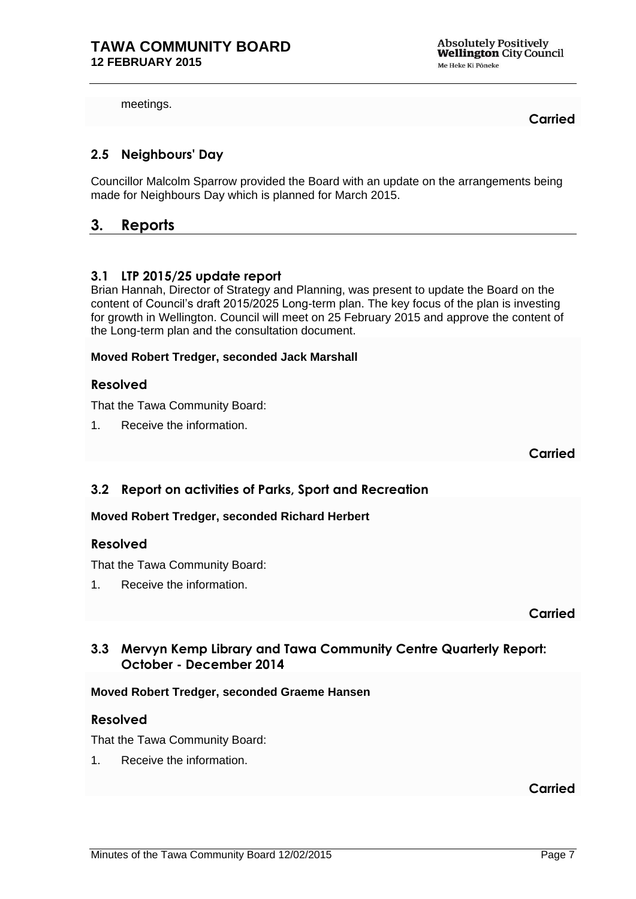meetings.

**Carried**

### 2.5 Neighbours' Day

Councillor Malcolm Sparrow provided the Board with an update on the arrangements being made for Neighbours Day which is planned for March 2015.

## 3. Reports

### 3.1 LTP 2015/25 update report

Brian Hannah, Director of Strategy and Planning, was present to update the Board on the content of Council's draft 2015/2025 Long-term plan. The key focus of the plan is investing for growth in Wellington. Council will meet on 25 February 2015 and approve the content of the Long-term plan and the consultation document.

**Moved Robert Tredger, seconded Jack Marshall**

**Resolved**

That the Tawa Community Board:

1. Receive the information.

**Carried**

### 3.2 Report on activities of Parks, Sport and Recreation

**Moved Robert Tredger, seconded Richard Herbert**

**Resolved**

That the Tawa Community Board:

1. Receive the information.

**Carried**

### 3.3 Mervyn Kemp Library and Tawa Community Centre Quarterly Report: October - December 2014

**Moved Robert Tredger, seconded Graeme Hansen**

**Resolved**

That the Tawa Community Board:

1. Receive the information.

**Carried**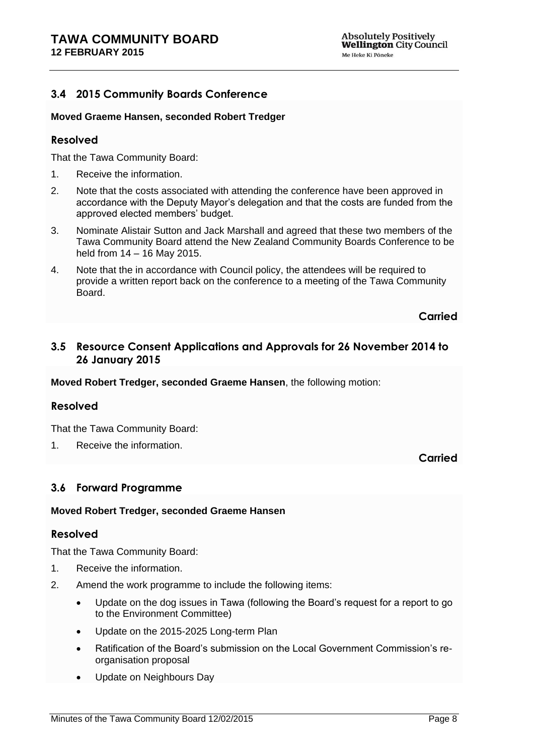### 3.4 2015 Community Boards Conference

**Moved Graeme Hansen, seconded Robert Tredger**

#### Resolved

That the Tawa Community Board:

1. Receive the information.
2. Note that the costs associated with attending the conference have been approved in accordance with the Deputy Mayor's delegation and that the costs are funded from the approved elected members' budget.
3. Nominate Alistair Sutton and Jack Marshall and agreed that these two members of the Tawa Community Board attend the New Zealand Community Boards Conference to be held from 14 – 16 May 2015.
4. Note that the in accordance with Council policy, the attendees will be required to provide a written report back on the conference to a meeting of the Tawa Community Board.

**Carried**

### 3.5 Resource Consent Applications and Approvals for 26 November 2014 to 26 January 2015

**Moved Robert Tredger, seconded Graeme Hansen**, the following motion:

#### Resolved

That the Tawa Community Board:

1. Receive the information.

**Carried**

### 3.6 Forward Programme

**Moved Robert Tredger, seconded Graeme Hansen**

#### Resolved

That the Tawa Community Board:

1. Receive the information.
2. Amend the work programme to include the following items:
   - Update on the dog issues in Tawa (following the Board's request for a report to go to the Environment Committee)
   - Update on the 2015-2025 Long-term Plan
   - Ratification of the Board's submission on the Local Government Commission's re-organisation proposal
   - Update on Neighbours Day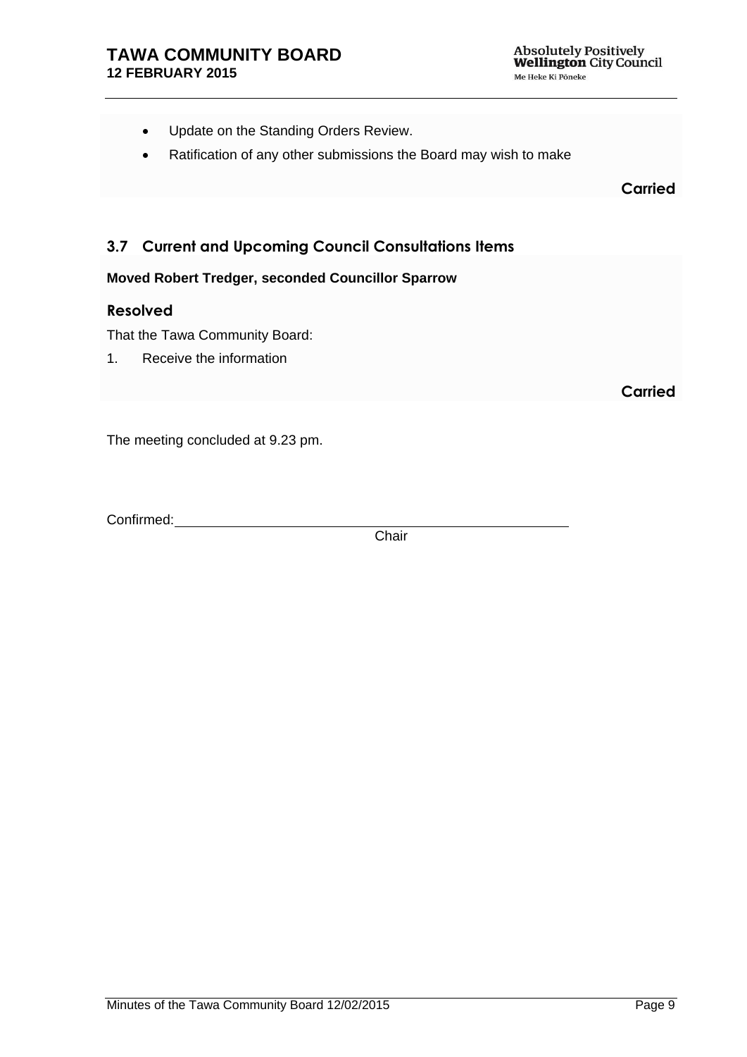- Update on the Standing Orders Review.
- Ratification of any other submissions the Board may wish to make

**Carried**

## 3.7 Current and Upcoming Council Consultations Items

**Moved Robert Tredger, seconded Councillor Sparrow**

### Resolved

That the Tawa Community Board:

1. Receive the information

**Carried**

The meeting concluded at 9.23 pm.

Confirmed: ______________________________________
Chair